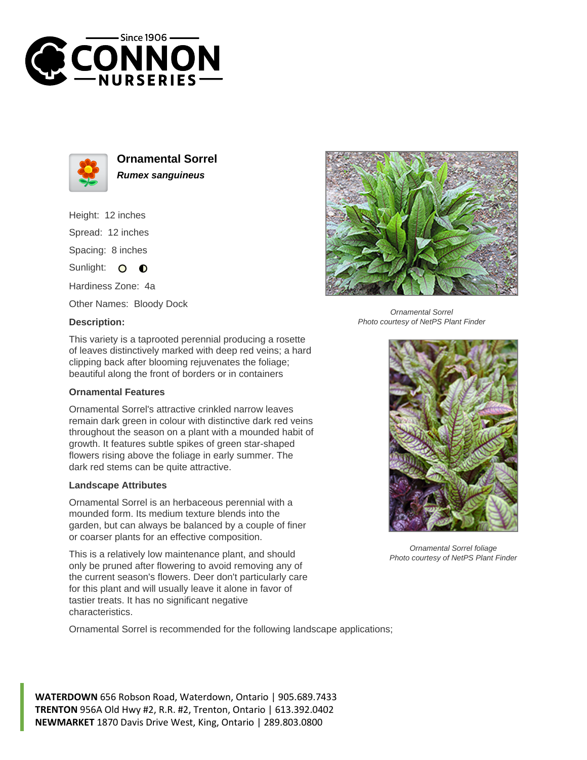# Ornamental Sorrel

***Rumex sanguineus***

Height: 12 inches

Spread: 12 inches

Spacing: 8 inches

Sunlight:

Hardiness Zone: 4a

Other Names: Bloody Dock

### Description:

This variety is a taprooted perennial producing a rosette of leaves distinctively marked with deep red veins; a hard clipping back after blooming rejuvenates the foliage; beautiful along the front of borders or in containers

### Ornamental Features

Ornamental Sorrel's attractive crinkled narrow leaves remain dark green in colour with distinctive dark red veins throughout the season on a plant with a mounded habit of growth. It features subtle spikes of green star-shaped flowers rising above the foliage in early summer. The dark red stems can be quite attractive.

### Landscape Attributes

Ornamental Sorrel is an herbaceous perennial with a mounded form. Its medium texture blends into the garden, but can always be balanced by a couple of finer or coarser plants for an effective composition.

This is a relatively low maintenance plant, and should only be pruned after flowering to avoid removing any of the current season's flowers. Deer don't particularly care for this plant and will usually leave it alone in favor of tastier treats. It has no significant negative characteristics.

Ornamental Sorrel is recommended for the following landscape applications;

*Ornamental Sorrel*
*Photo courtesy of NetPS Plant Finder*

*Ornamental Sorrel foliage*
*Photo courtesy of NetPS Plant Finder*

**WATERDOWN** 656 Robson Road, Waterdown, Ontario | 905.689.7433
**TRENTON** 956A Old Hwy #2, R.R. #2, Trenton, Ontario | 613.392.0402
**NEWMARKET** 1870 Davis Drive West, King, Ontario | 289.803.0800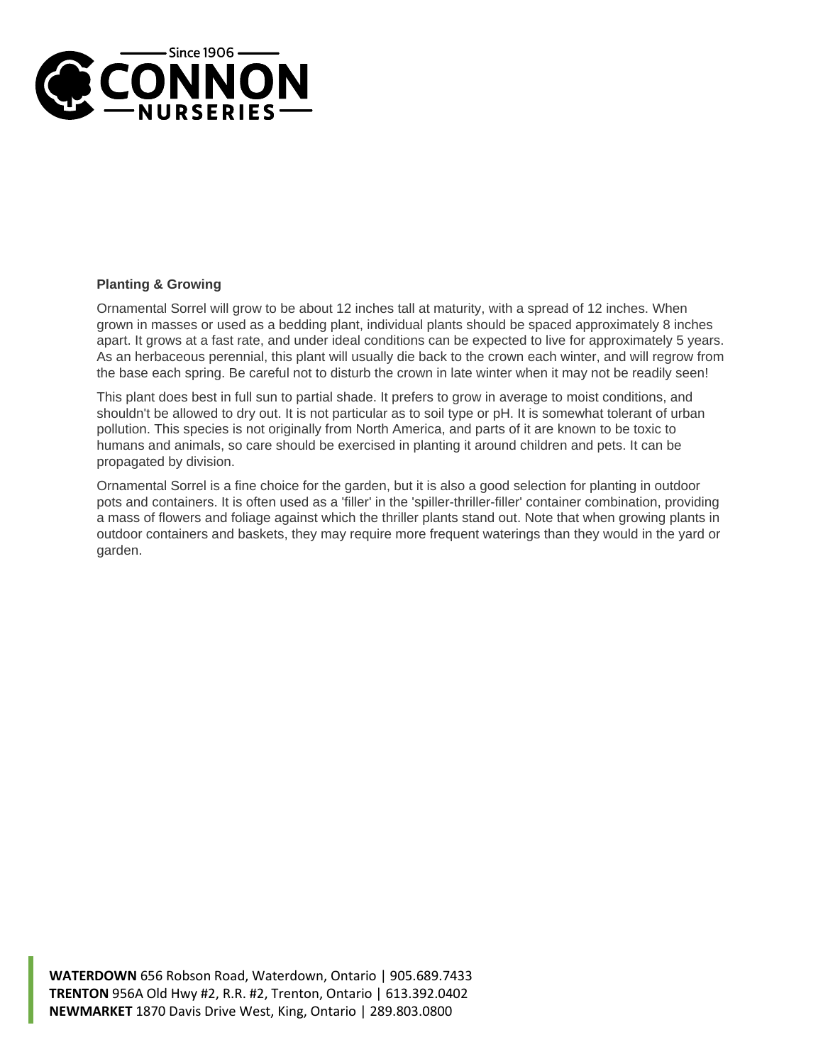### Planting & Growing

Ornamental Sorrel will grow to be about 12 inches tall at maturity, with a spread of 12 inches. When grown in masses or used as a bedding plant, individual plants should be spaced approximately 8 inches apart. It grows at a fast rate, and under ideal conditions can be expected to live for approximately 5 years. As an herbaceous perennial, this plant will usually die back to the crown each winter, and will regrow from the base each spring. Be careful not to disturb the crown in late winter when it may not be readily seen!

This plant does best in full sun to partial shade. It prefers to grow in average to moist conditions, and shouldn't be allowed to dry out. It is not particular as to soil type or pH. It is somewhat tolerant of urban pollution. This species is not originally from North America, and parts of it are known to be toxic to humans and animals, so care should be exercised in planting it around children and pets. It can be propagated by division.

Ornamental Sorrel is a fine choice for the garden, but it is also a good selection for planting in outdoor pots and containers. It is often used as a 'filler' in the 'spiller-thriller-filler' container combination, providing a mass of flowers and foliage against which the thriller plants stand out. Note that when growing plants in outdoor containers and baskets, they may require more frequent waterings than they would in the yard or garden.